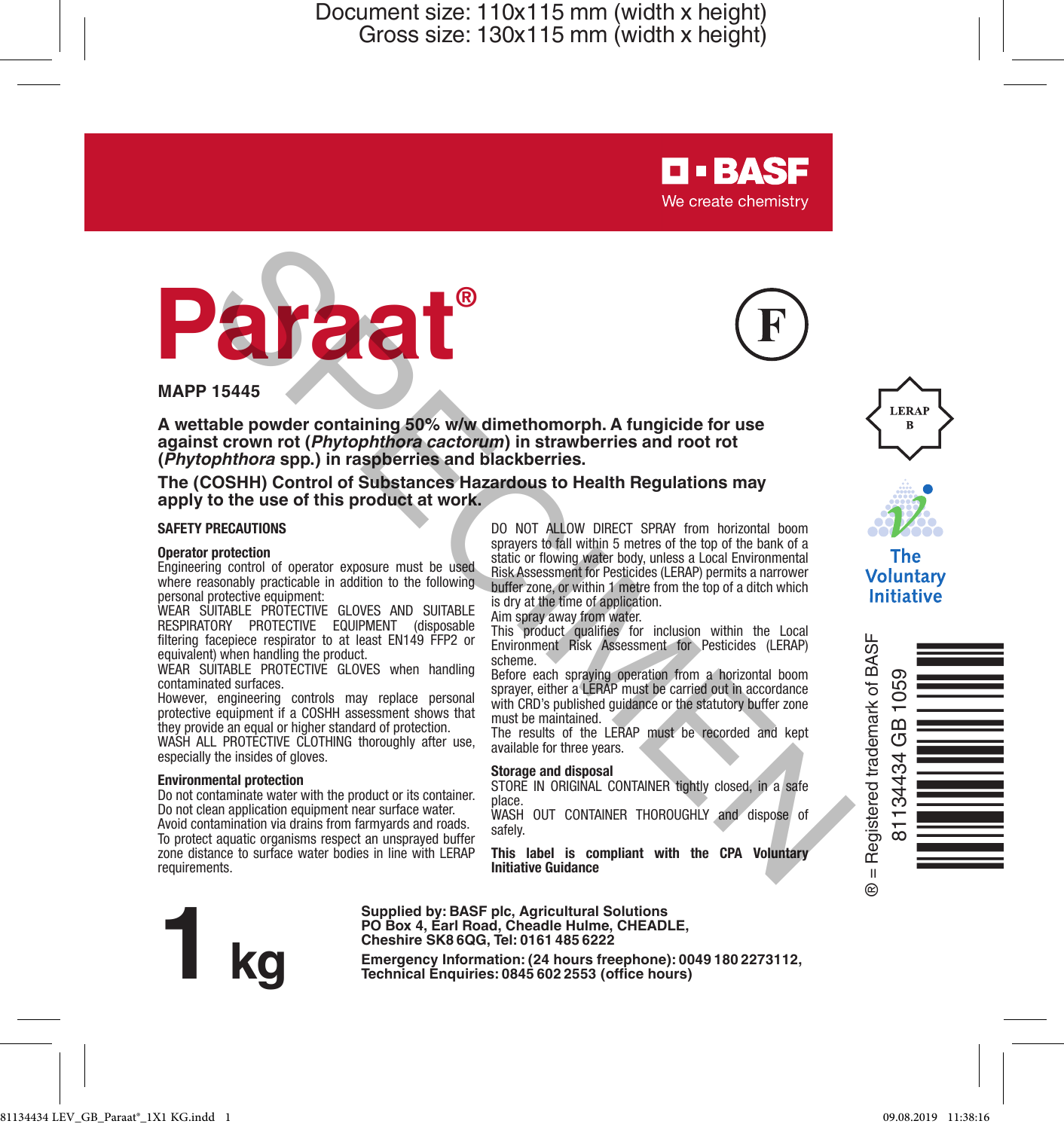Document size: 110x115 mm (width x height)
Gross size: 130x115 mm (width x height)

BASF
We create chemistry

# Paraat®

(F)

**MAPP 15445**

**A wettable powder containing 50% w/w dimethomorph. A fungicide for use against crown rot (*Phytophthora cactorum*) in strawberries and root rot (*Phytophthora* spp.) in raspberries and blackberries.**

**The (COSHH) Control of Substances Hazardous to Health Regulations may apply to the use of this product at work.**

## SAFETY PRECAUTIONS

### Operator protection

Engineering control of operator exposure must be used where reasonably practicable in addition to the following personal protective equipment:

WEAR SUITABLE PROTECTIVE GLOVES AND SUITABLE RESPIRATORY PROTECTIVE EQUIPMENT (disposable filtering facepiece respirator to at least EN149 FFP2 or equivalent) when handling the product.

WEAR SUITABLE PROTECTIVE GLOVES when handling contaminated surfaces.

However, engineering controls may replace personal protective equipment if a COSHH assessment shows that they provide an equal or higher standard of protection.

WASH ALL PROTECTIVE CLOTHING thoroughly after use, especially the insides of gloves.

### Environmental protection

Do not contaminate water with the product or its container.

Do not clean application equipment near surface water.

Avoid contamination via drains from farmyards and roads.

To protect aquatic organisms respect an unsprayed buffer zone distance to surface water bodies in line with LERAP requirements.

DO NOT ALLOW DIRECT SPRAY from horizontal boom sprayers to fall within 5 metres of the top of the bank of a static or flowing water body, unless a Local Environmental Risk Assessment for Pesticides (LERAP) permits a narrower buffer zone, or within 1 metre from the top of a ditch which is dry at the time of application.

Aim spray away from water.

This product qualifies for inclusion within the Local Environment Risk Assessment for Pesticides (LERAP) scheme.

Before each spraying operation from a horizontal boom sprayer, either a LERAP must be carried out in accordance with CRD's published guidance or the statutory buffer zone must be maintained.

The results of the LERAP must be recorded and kept available for three years.

### Storage and disposal

STORE IN ORIGINAL CONTAINER tightly closed, in a safe place.

WASH OUT CONTAINER THOROUGHLY and dispose of safely.

**This label is compliant with the CPA Voluntary Initiative Guidance**

LERAP B

The Voluntary Initiative

® = Registered trademark of BASF

81134434 GB 1059

# 1 kg

**Supplied by: BASF plc, Agricultural Solutions
PO Box 4, Earl Road, Cheadle Hulme, CHEADLE, Cheshire SK8 6QG, Tel: 0161 485 6222**

**Emergency Information: (24 hours freephone): 0049 180 2273112,
Technical Enquiries: 0845 602 2553 (office hours)**

SPECIMEN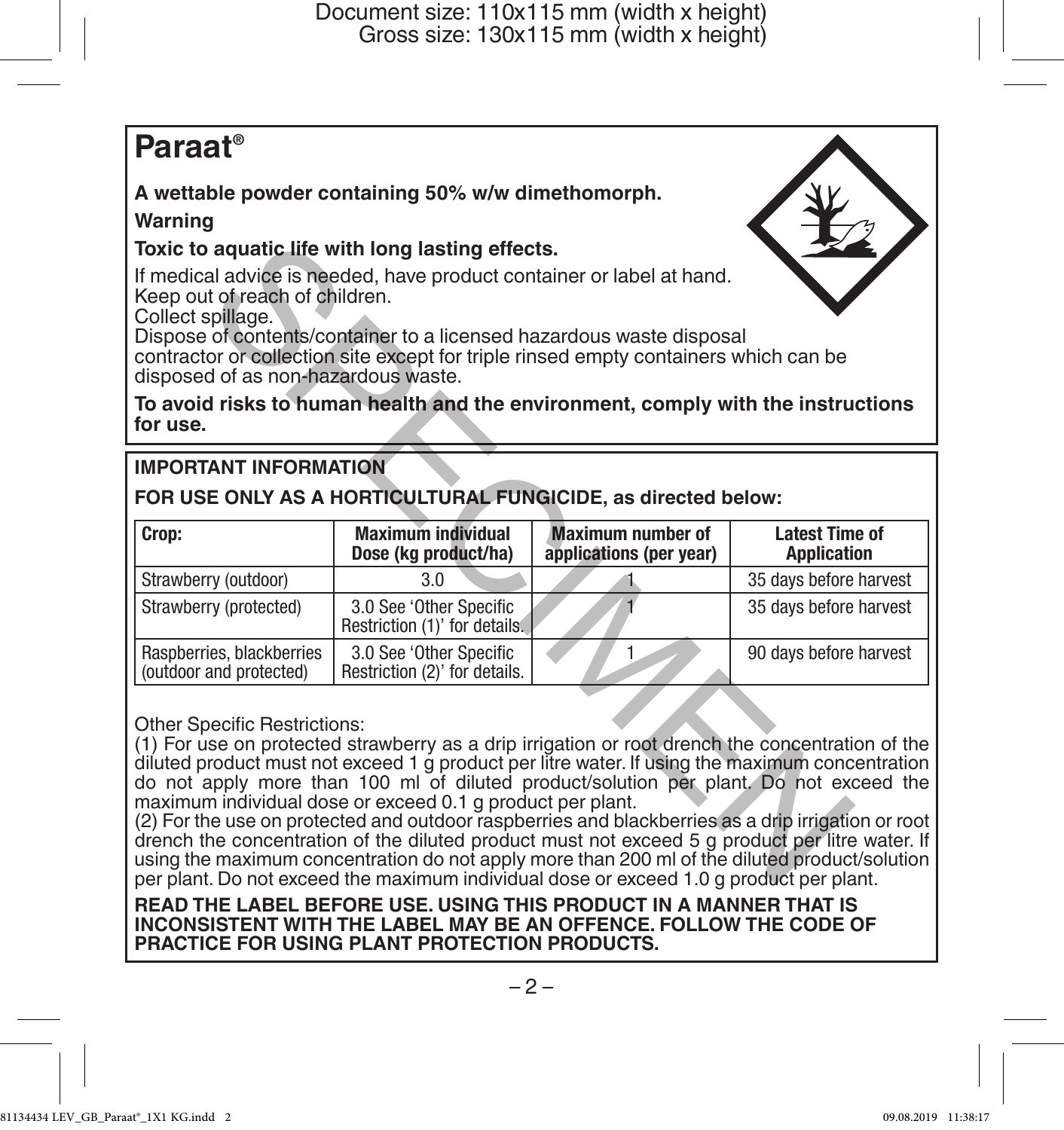# Paraat®

**A wettable powder containing 50% w/w dimethomorph.**

**Warning**

**Toxic to aquatic life with long lasting effects.**

If medical advice is needed, have product container or label at hand.
Keep out of reach of children.
Collect spillage.
Dispose of contents/container to a licensed hazardous waste disposal contractor or collection site except for triple rinsed empty containers which can be disposed of as non-hazardous waste.

**To avoid risks to human health and the environment, comply with the instructions for use.**

**IMPORTANT INFORMATION**

**FOR USE ONLY AS A HORTICULTURAL FUNGICIDE, as directed below:**

| Crop: | Maximum individual Dose (kg product/ha) | Maximum number of applications (per year) | Latest Time of Application |
|---|---|---|---|
| Strawberry (outdoor) | 3.0 | 1 | 35 days before harvest |
| Strawberry (protected) | 3.0 See 'Other Specific Restriction (1)' for details. | 1 | 35 days before harvest |
| Raspberries, blackberries (outdoor and protected) | 3.0 See 'Other Specific Restriction (2)' for details. | 1 | 90 days before harvest |

Other Specific Restrictions:

(1) For use on protected strawberry as a drip irrigation or root drench the concentration of the diluted product must not exceed 1 g product per litre water. If using the maximum concentration do not apply more than 100 ml of diluted product/solution per plant. Do not exceed the maximum individual dose or exceed 0.1 g product per plant.

(2) For the use on protected and outdoor raspberries and blackberries as a drip irrigation or root drench the concentration of the diluted product must not exceed 5 g product per litre water. If using the maximum concentration do not apply more than 200 ml of the diluted product/solution per plant. Do not exceed the maximum individual dose or exceed 1.0 g product per plant.

**READ THE LABEL BEFORE USE. USING THIS PRODUCT IN A MANNER THAT IS INCONSISTENT WITH THE LABEL MAY BE AN OFFENCE. FOLLOW THE CODE OF PRACTICE FOR USING PLANT PROTECTION PRODUCTS.**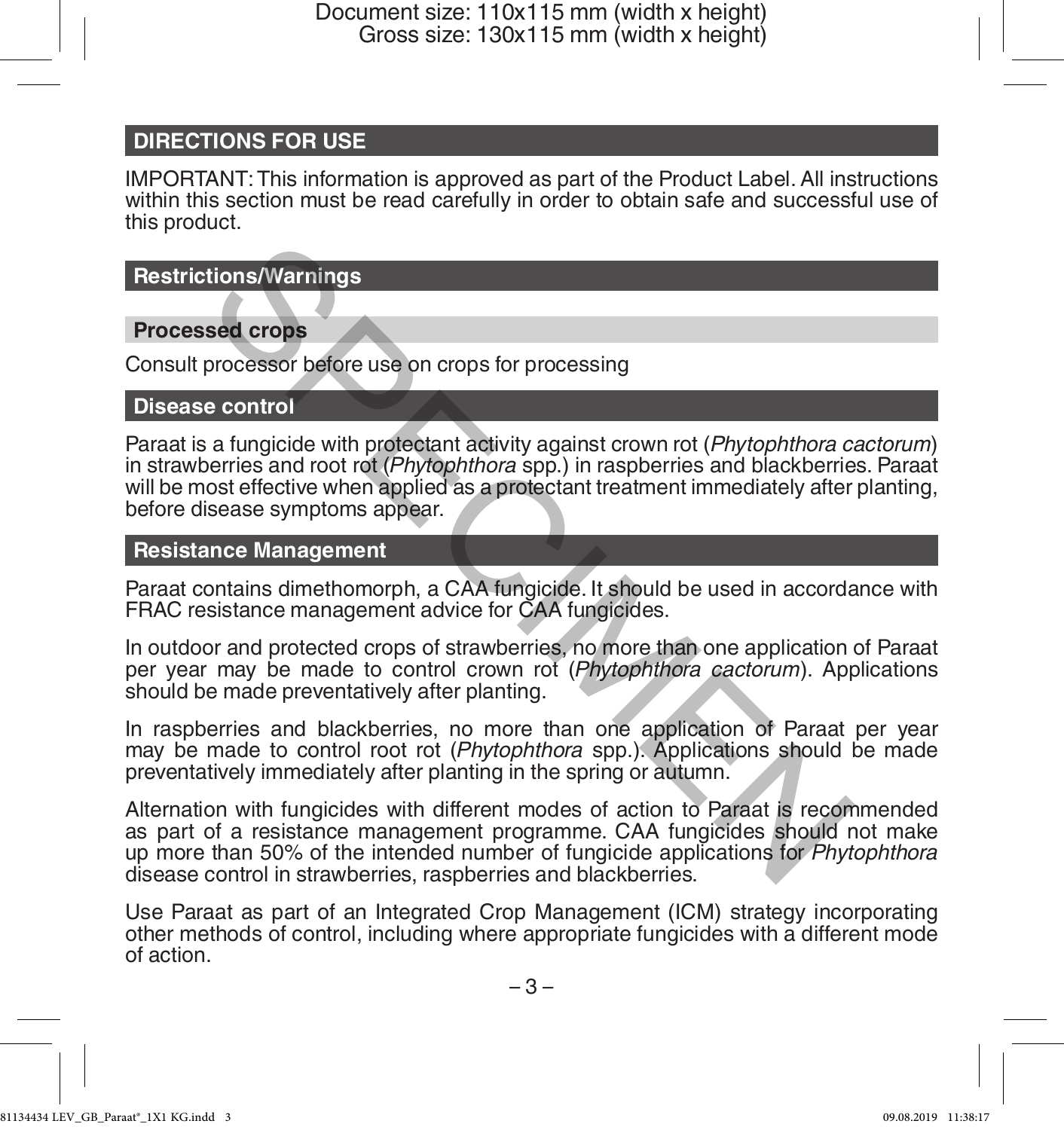## DIRECTIONS FOR USE

IMPORTANT: This information is approved as part of the Product Label. All instructions within this section must be read carefully in order to obtain safe and successful use of this product.

### Restrictions/Warnings

#### Processed crops

Consult processor before use on crops for processing

### Disease control

Paraat is a fungicide with protectant activity against crown rot (*Phytophthora cactorum*) in strawberries and root rot (*Phytophthora* spp.) in raspberries and blackberries. Paraat will be most effective when applied as a protectant treatment immediately after planting, before disease symptoms appear.

### Resistance Management

Paraat contains dimethomorph, a CAA fungicide. It should be used in accordance with FRAC resistance management advice for CAA fungicides.

In outdoor and protected crops of strawberries, no more than one application of Paraat per year may be made to control crown rot (*Phytophthora cactorum*). Applications should be made preventatively after planting.

In raspberries and blackberries, no more than one application of Paraat per year may be made to control root rot (*Phytophthora* spp.). Applications should be made preventatively immediately after planting in the spring or autumn.

Alternation with fungicides with different modes of action to Paraat is recommended as part of a resistance management programme. CAA fungicides should not make up more than 50% of the intended number of fungicide applications for *Phytophthora* disease control in strawberries, raspberries and blackberries.

Use Paraat as part of an Integrated Crop Management (ICM) strategy incorporating other methods of control, including where appropriate fungicides with a different mode of action.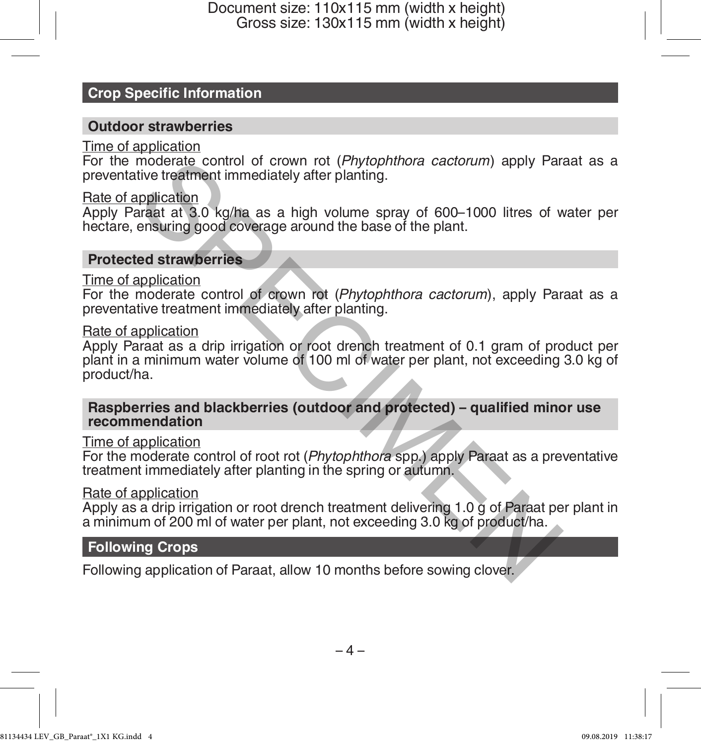## Crop Specific Information

### Outdoor strawberries

Time of application

For the moderate control of crown rot (*Phytophthora cactorum*) apply Paraat as a preventative treatment immediately after planting.

Rate of application

Apply Paraat at 3.0 kg/ha as a high volume spray of 600–1000 litres of water per hectare, ensuring good coverage around the base of the plant.

### Protected strawberries

Time of application

For the moderate control of crown rot (*Phytophthora cactorum*), apply Paraat as a preventative treatment immediately after planting.

Rate of application

Apply Paraat as a drip irrigation or root drench treatment of 0.1 gram of product per plant in a minimum water volume of 100 ml of water per plant, not exceeding 3.0 kg of product/ha.

### Raspberries and blackberries (outdoor and protected) – qualified minor use recommendation

Time of application

For the moderate control of root rot (*Phytophthora* spp.) apply Paraat as a preventative treatment immediately after planting in the spring or autumn.

Rate of application

Apply as a drip irrigation or root drench treatment delivering 1.0 g of Paraat per plant in a minimum of 200 ml of water per plant, not exceeding 3.0 kg of product/ha.

## Following Crops

Following application of Paraat, allow 10 months before sowing clover.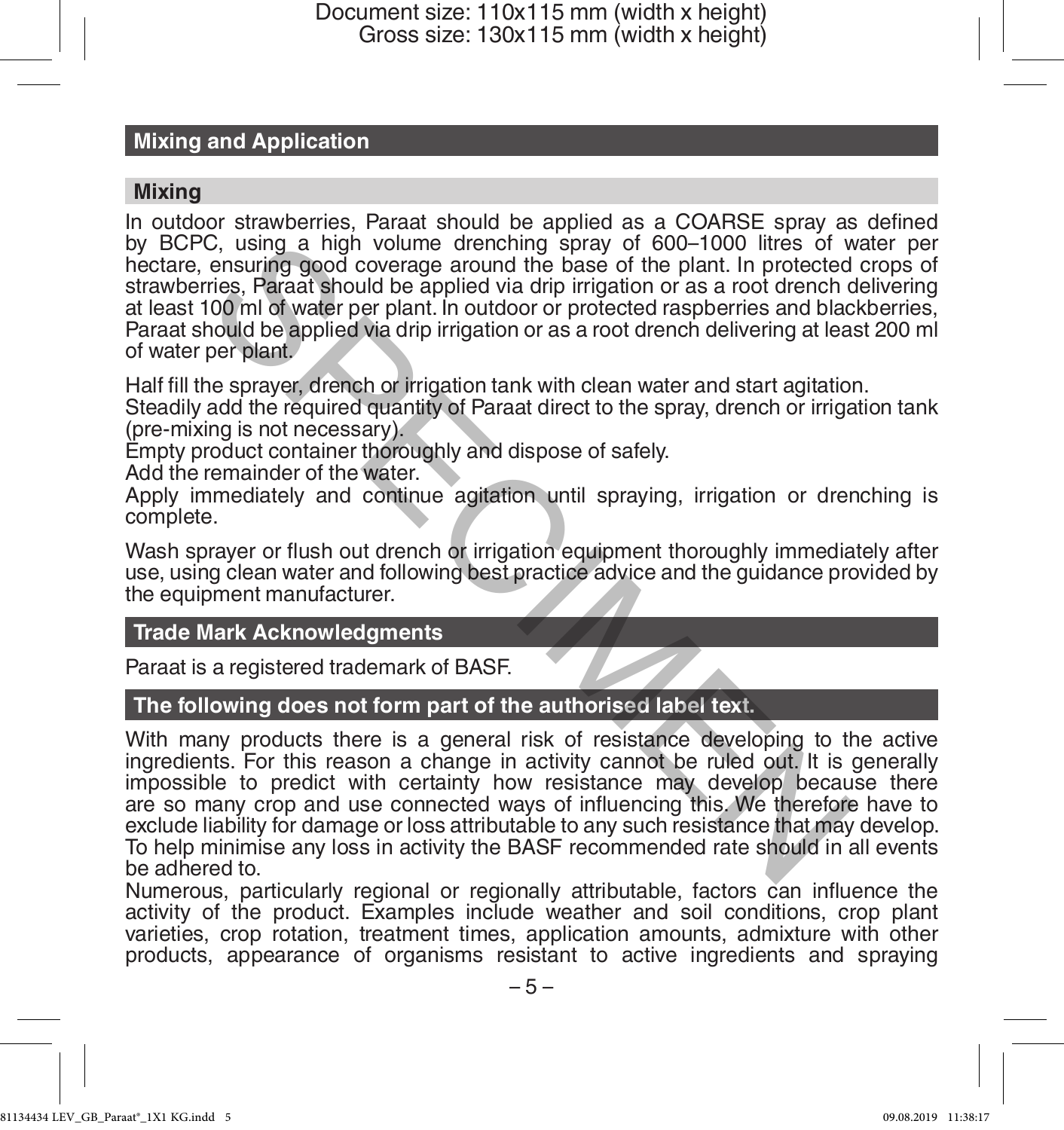## Mixing and Application

### Mixing

In outdoor strawberries, Paraat should be applied as a COARSE spray as defined by BCPC, using a high volume drenching spray of 600–1000 litres of water per hectare, ensuring good coverage around the base of the plant. In protected crops of strawberries, Paraat should be applied via drip irrigation or as a root drench delivering at least 100 ml of water per plant. In outdoor or protected raspberries and blackberries, Paraat should be applied via drip irrigation or as a root drench delivering at least 200 ml of water per plant.

Half fill the sprayer, drench or irrigation tank with clean water and start agitation.
Steadily add the required quantity of Paraat direct to the spray, drench or irrigation tank (pre-mixing is not necessary).
Empty product container thoroughly and dispose of safely.
Add the remainder of the water.
Apply immediately and continue agitation until spraying, irrigation or drenching is complete.

Wash sprayer or flush out drench or irrigation equipment thoroughly immediately after use, using clean water and following best practice advice and the guidance provided by the equipment manufacturer.

## Trade Mark Acknowledgments

Paraat is a registered trademark of BASF.

## The following does not form part of the authorised label text.

With many products there is a general risk of resistance developing to the active ingredients. For this reason a change in activity cannot be ruled out. It is generally impossible to predict with certainty how resistance may develop because there are so many crop and use connected ways of influencing this. We therefore have to exclude liability for damage or loss attributable to any such resistance that may develop. To help minimise any loss in activity the BASF recommended rate should in all events be adhered to.
Numerous, particularly regional or regionally attributable, factors can influence the activity of the product. Examples include weather and soil conditions, crop plant varieties, crop rotation, treatment times, application amounts, admixture with other products, appearance of organisms resistant to active ingredients and spraying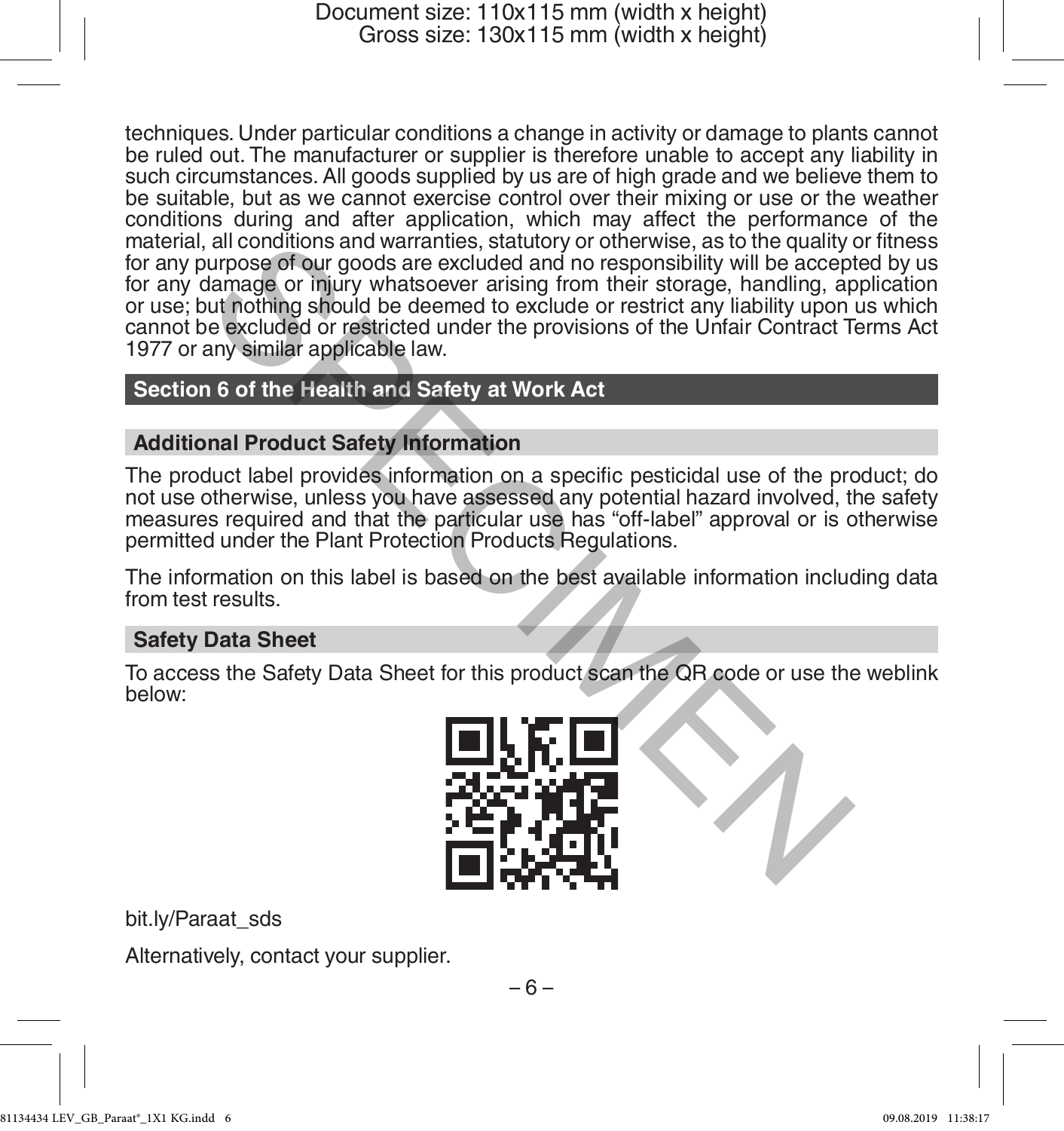techniques. Under particular conditions a change in activity or damage to plants cannot be ruled out. The manufacturer or supplier is therefore unable to accept any liability in such circumstances. All goods supplied by us are of high grade and we believe them to be suitable, but as we cannot exercise control over their mixing or use or the weather conditions during and after application, which may affect the performance of the material, all conditions and warranties, statutory or otherwise, as to the quality or fitness for any purpose of our goods are excluded and no responsibility will be accepted by us for any damage or injury whatsoever arising from their storage, handling, application or use; but nothing should be deemed to exclude or restrict any liability upon us which cannot be excluded or restricted under the provisions of the Unfair Contract Terms Act 1977 or any similar applicable law.

## Section 6 of the Health and Safety at Work Act

### Additional Product Safety Information

The product label provides information on a specific pesticidal use of the product; do not use otherwise, unless you have assessed any potential hazard involved, the safety measures required and that the particular use has “off-label” approval or is otherwise permitted under the Plant Protection Products Regulations.

The information on this label is based on the best available information including data from test results.

### Safety Data Sheet

To access the Safety Data Sheet for this product scan the QR code or use the weblink below:

bit.ly/Paraat_sds

Alternatively, contact your supplier.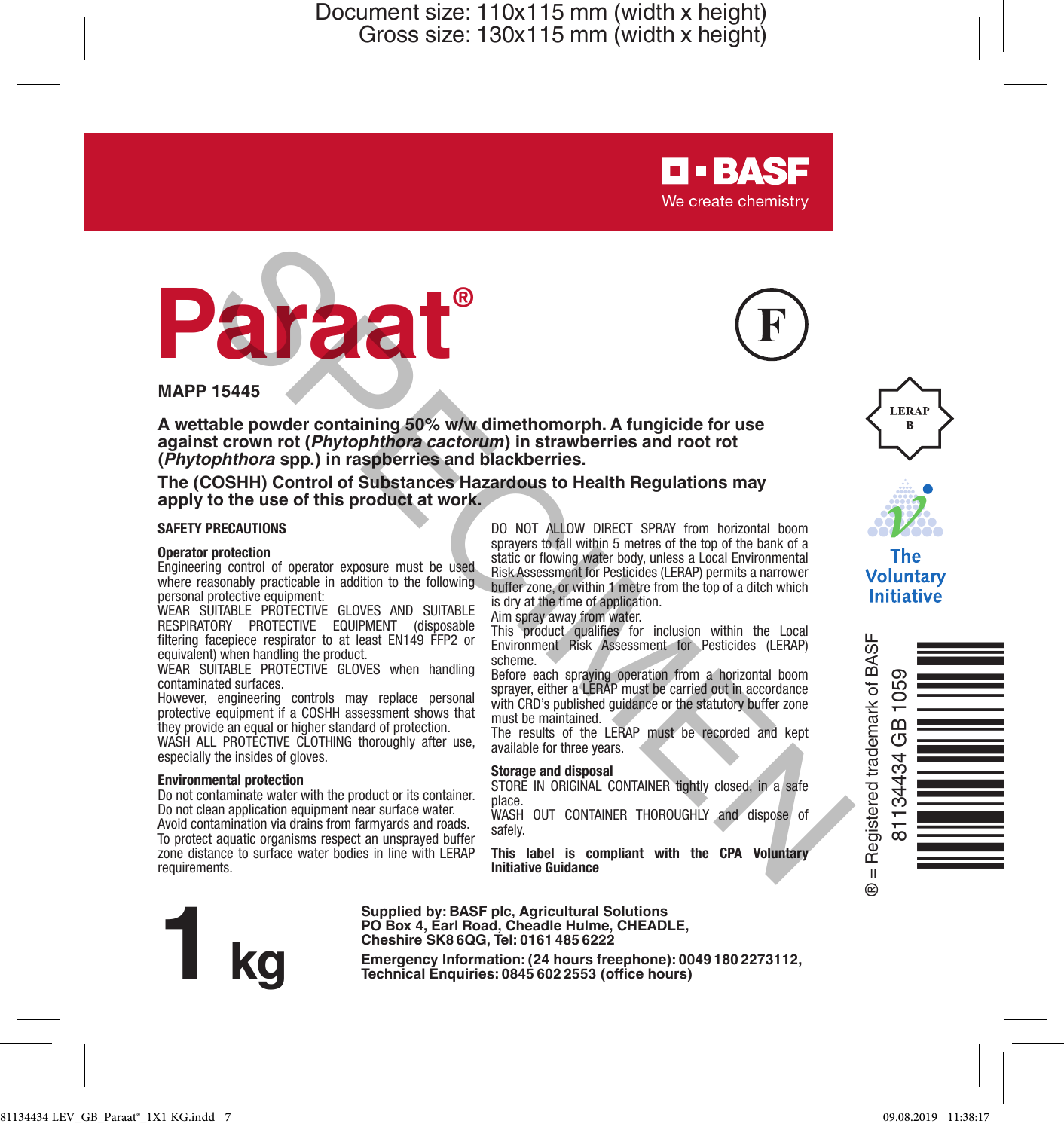Document size: 110x115 mm (width x height)
Gross size: 130x115 mm (width x height)

BASF
We create chemistry

# Paraat®

F

**MAPP 15445**

**A wettable powder containing 50% w/w dimethomorph. A fungicide for use against crown rot (*Phytophthora cactorum*) in strawberries and root rot (*Phytophthora* spp.) in raspberries and blackberries.**

**The (COSHH) Control of Substances Hazardous to Health Regulations may apply to the use of this product at work.**

## SAFETY PRECAUTIONS

### Operator protection

Engineering control of operator exposure must be used where reasonably practicable in addition to the following personal protective equipment:

WEAR SUITABLE PROTECTIVE GLOVES AND SUITABLE RESPIRATORY PROTECTIVE EQUIPMENT (disposable filtering facepiece respirator to at least EN149 FFP2 or equivalent) when handling the product.

WEAR SUITABLE PROTECTIVE GLOVES when handling contaminated surfaces.

However, engineering controls may replace personal protective equipment if a COSHH assessment shows that they provide an equal or higher standard of protection.

WASH ALL PROTECTIVE CLOTHING thoroughly after use, especially the insides of gloves.

### Environmental protection

Do not contaminate water with the product or its container.

Do not clean application equipment near surface water.

Avoid contamination via drains from farmyards and roads.

To protect aquatic organisms respect an unsprayed buffer zone distance to surface water bodies in line with LERAP requirements.

DO NOT ALLOW DIRECT SPRAY from horizontal boom sprayers to fall within 5 metres of the top of the bank of a static or flowing water body, unless a Local Environmental Risk Assessment for Pesticides (LERAP) permits a narrower buffer zone, or within 1 metre from the top of a ditch which is dry at the time of application.

Aim spray away from water.

This product qualifies for inclusion within the Local Environment Risk Assessment for Pesticides (LERAP) scheme.

Before each spraying operation from a horizontal boom sprayer, either a LERAP must be carried out in accordance with CRD's published guidance or the statutory buffer zone must be maintained.

The results of the LERAP must be recorded and kept available for three years.

### Storage and disposal

STORE IN ORIGINAL CONTAINER tightly closed, in a safe place.

WASH OUT CONTAINER THOROUGHLY and dispose of safely.

**This label is compliant with the CPA Voluntary Initiative Guidance**

LERAP B

The Voluntary Initiative

® = Registered trademark of BASF

81134434 GB 1059

# 1 kg

**Supplied by: BASF plc, Agricultural Solutions**
**PO Box 4, Earl Road, Cheadle Hulme, CHEADLE, Cheshire SK8 6QG, Tel: 0161 485 6222**

**Emergency Information: (24 hours freephone): 0049 180 2273112,**
**Technical Enquiries: 0845 602 2553 (office hours)**

SPECIMEN

81134434 LEV_GB_Paraat®_1X1 KG.indd 7    09.08.2019 11:38:17